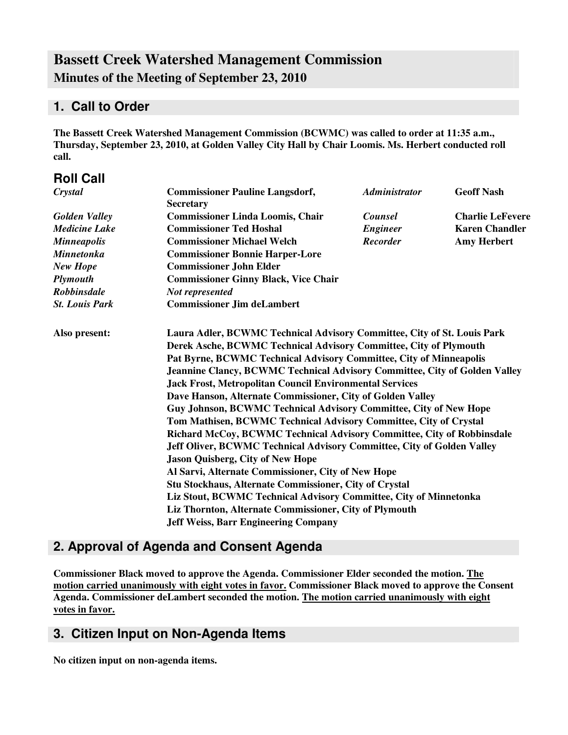# Bassett Creek Watershed Management Commission

## Minutes of the Meeting of September 23, 2010

## 1. Call to Order

**The Bassett Creek Watershed Management Commission (BCWMC) was called to order at 11:35 a.m., Thursday, September 23, 2010, at Golden Valley City Hall by Chair Loomis. Ms. Herbert conducted roll call.**

## Roll Call

| | | | |
|---|---|---|---|
| *Crystal* | **Commissioner Pauline Langsdorf, Secretary** | *Administrator* | **Geoff Nash** |
| *Golden Valley* | **Commissioner Linda Loomis, Chair** | *Counsel* | **Charlie LeFevere** |
| *Medicine Lake* | **Commissioner Ted Hoshal** | *Engineer* | **Karen Chandler** |
| *Minneapolis* | **Commissioner Michael Welch** | *Recorder* | **Amy Herbert** |
| *Minnetonka* | **Commissioner Bonnie Harper-Lore** | | |
| *New Hope* | **Commissioner John Elder** | | |
| *Plymouth* | **Commissioner Ginny Black, Vice Chair** | | |
| *Robbinsdale* | ***Not represented*** | | |
| *St. Louis Park* | **Commissioner Jim deLambert** | | |

**Also present:**
**Laura Adler, BCWMC Technical Advisory Committee, City of St. Louis Park**
**Derek Asche, BCWMC Technical Advisory Committee, City of Plymouth**
**Pat Byrne, BCWMC Technical Advisory Committee, City of Minneapolis**
**Jeannine Clancy, BCWMC Technical Advisory Committee, City of Golden Valley**
**Jack Frost, Metropolitan Council Environmental Services**
**Dave Hanson, Alternate Commissioner, City of Golden Valley**
**Guy Johnson, BCWMC Technical Advisory Committee, City of New Hope**
**Tom Mathisen, BCWMC Technical Advisory Committee, City of Crystal**
**Richard McCoy, BCWMC Technical Advisory Committee, City of Robbinsdale**
**Jeff Oliver, BCWMC Technical Advisory Committee, City of Golden Valley**
**Jason Quisberg, City of New Hope**
**Al Sarvi, Alternate Commissioner, City of New Hope**
**Stu Stockhaus, Alternate Commissioner, City of Crystal**
**Liz Stout, BCWMC Technical Advisory Committee, City of Minnetonka**
**Liz Thornton, Alternate Commissioner, City of Plymouth**
**Jeff Weiss, Barr Engineering Company**

## 2. Approval of Agenda and Consent Agenda

**Commissioner Black moved to approve the Agenda. Commissioner Elder seconded the motion. <u>The motion carried unanimously with eight votes in favor.</u> Commissioner Black moved to approve the Consent Agenda. Commissioner deLambert seconded the motion. <u>The motion carried unanimously with eight votes in favor.</u>**

## 3. Citizen Input on Non-Agenda Items

**No citizen input on non-agenda items.**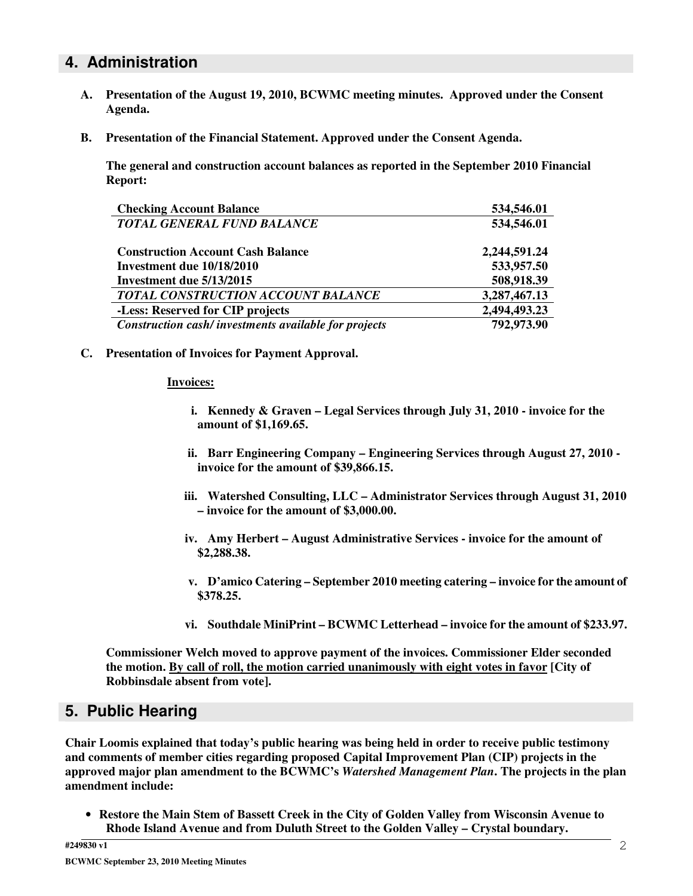## 4. Administration

**A. Presentation of the August 19, 2010, BCWMC meeting minutes. Approved under the Consent Agenda.**

**B. Presentation of the Financial Statement. Approved under the Consent Agenda.**

**The general and construction account balances as reported in the September 2010 Financial Report:**

| | |
|---|---|
| **Checking Account Balance** | **534,546.01** |
| ***TOTAL GENERAL FUND BALANCE*** | **534,546.01** |
| | |
| **Construction Account Cash Balance** | **2,244,591.24** |
| **Investment due 10/18/2010** | **533,957.50** |
| **Investment due 5/13/2015** | **508,918.39** |
| ***TOTAL CONSTRUCTION ACCOUNT BALANCE*** | **3,287,467.13** |
| **-Less: Reserved for CIP projects** | **2,494,493.23** |
| ***Construction cash/ investments available for projects*** | **792,973.90** |

**C. Presentation of Invoices for Payment Approval.**

**Invoices:**

i. **Kennedy & Graven – Legal Services through July 31, 2010 - invoice for the amount of $1,169.65.**

ii. **Barr Engineering Company – Engineering Services through August 27, 2010 - invoice for the amount of $39,866.15.**

iii. **Watershed Consulting, LLC – Administrator Services through August 31, 2010 – invoice for the amount of $3,000.00.**

iv. **Amy Herbert – August Administrative Services - invoice for the amount of $2,288.38.**

v. **D'amico Catering – September 2010 meeting catering – invoice for the amount of $378.25.**

vi. **Southdale MiniPrint – BCWMC Letterhead – invoice for the amount of $233.97.**

**Commissioner Welch moved to approve payment of the invoices. Commissioner Elder seconded the motion. By call of roll, the motion carried unanimously with eight votes in favor [City of Robbinsdale absent from vote].**

## 5. Public Hearing

**Chair Loomis explained that today's public hearing was being held in order to receive public testimony and comments of member cities regarding proposed Capital Improvement Plan (CIP) projects in the approved major plan amendment to the BCWMC's *Watershed Management Plan*. The projects in the plan amendment include:**

- **Restore the Main Stem of Bassett Creek in the City of Golden Valley from Wisconsin Avenue to Rhode Island Avenue and from Duluth Street to the Golden Valley – Crystal boundary.**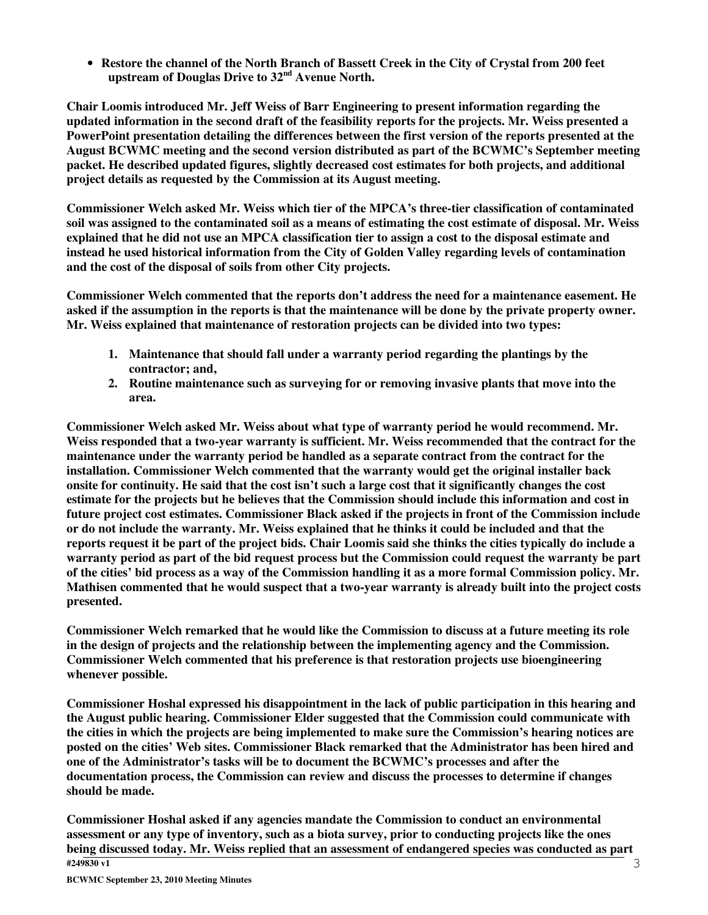- **Restore the channel of the North Branch of Bassett Creek in the City of Crystal from 200 feet upstream of Douglas Drive to 32nd Avenue North.**

**Chair Loomis introduced Mr. Jeff Weiss of Barr Engineering to present information regarding the updated information in the second draft of the feasibility reports for the projects. Mr. Weiss presented a PowerPoint presentation detailing the differences between the first version of the reports presented at the August BCWMC meeting and the second version distributed as part of the BCWMC's September meeting packet. He described updated figures, slightly decreased cost estimates for both projects, and additional project details as requested by the Commission at its August meeting.**

**Commissioner Welch asked Mr. Weiss which tier of the MPCA's three-tier classification of contaminated soil was assigned to the contaminated soil as a means of estimating the cost estimate of disposal. Mr. Weiss explained that he did not use an MPCA classification tier to assign a cost to the disposal estimate and instead he used historical information from the City of Golden Valley regarding levels of contamination and the cost of the disposal of soils from other City projects.**

**Commissioner Welch commented that the reports don't address the need for a maintenance easement. He asked if the assumption in the reports is that the maintenance will be done by the private property owner. Mr. Weiss explained that maintenance of restoration projects can be divided into two types:**

1. **Maintenance that should fall under a warranty period regarding the plantings by the contractor; and,**
2. **Routine maintenance such as surveying for or removing invasive plants that move into the area.**

**Commissioner Welch asked Mr. Weiss about what type of warranty period he would recommend. Mr. Weiss responded that a two-year warranty is sufficient. Mr. Weiss recommended that the contract for the maintenance under the warranty period be handled as a separate contract from the contract for the installation. Commissioner Welch commented that the warranty would get the original installer back onsite for continuity. He said that the cost isn't such a large cost that it significantly changes the cost estimate for the projects but he believes that the Commission should include this information and cost in future project cost estimates. Commissioner Black asked if the projects in front of the Commission include or do not include the warranty. Mr. Weiss explained that he thinks it could be included and that the reports request it be part of the project bids. Chair Loomis said she thinks the cities typically do include a warranty period as part of the bid request process but the Commission could request the warranty be part of the cities' bid process as a way of the Commission handling it as a more formal Commission policy. Mr. Mathisen commented that he would suspect that a two-year warranty is already built into the project costs presented.**

**Commissioner Welch remarked that he would like the Commission to discuss at a future meeting its role in the design of projects and the relationship between the implementing agency and the Commission. Commissioner Welch commented that his preference is that restoration projects use bioengineering whenever possible.**

**Commissioner Hoshal expressed his disappointment in the lack of public participation in this hearing and the August public hearing. Commissioner Elder suggested that the Commission could communicate with the cities in which the projects are being implemented to make sure the Commission's hearing notices are posted on the cities' Web sites. Commissioner Black remarked that the Administrator has been hired and one of the Administrator's tasks will be to document the BCWMC's processes and after the documentation process, the Commission can review and discuss the processes to determine if changes should be made.**

**Commissioner Hoshal asked if any agencies mandate the Commission to conduct an environmental assessment or any type of inventory, such as a biota survey, prior to conducting projects like the ones being discussed today. Mr. Weiss replied that an assessment of endangered species was conducted as part**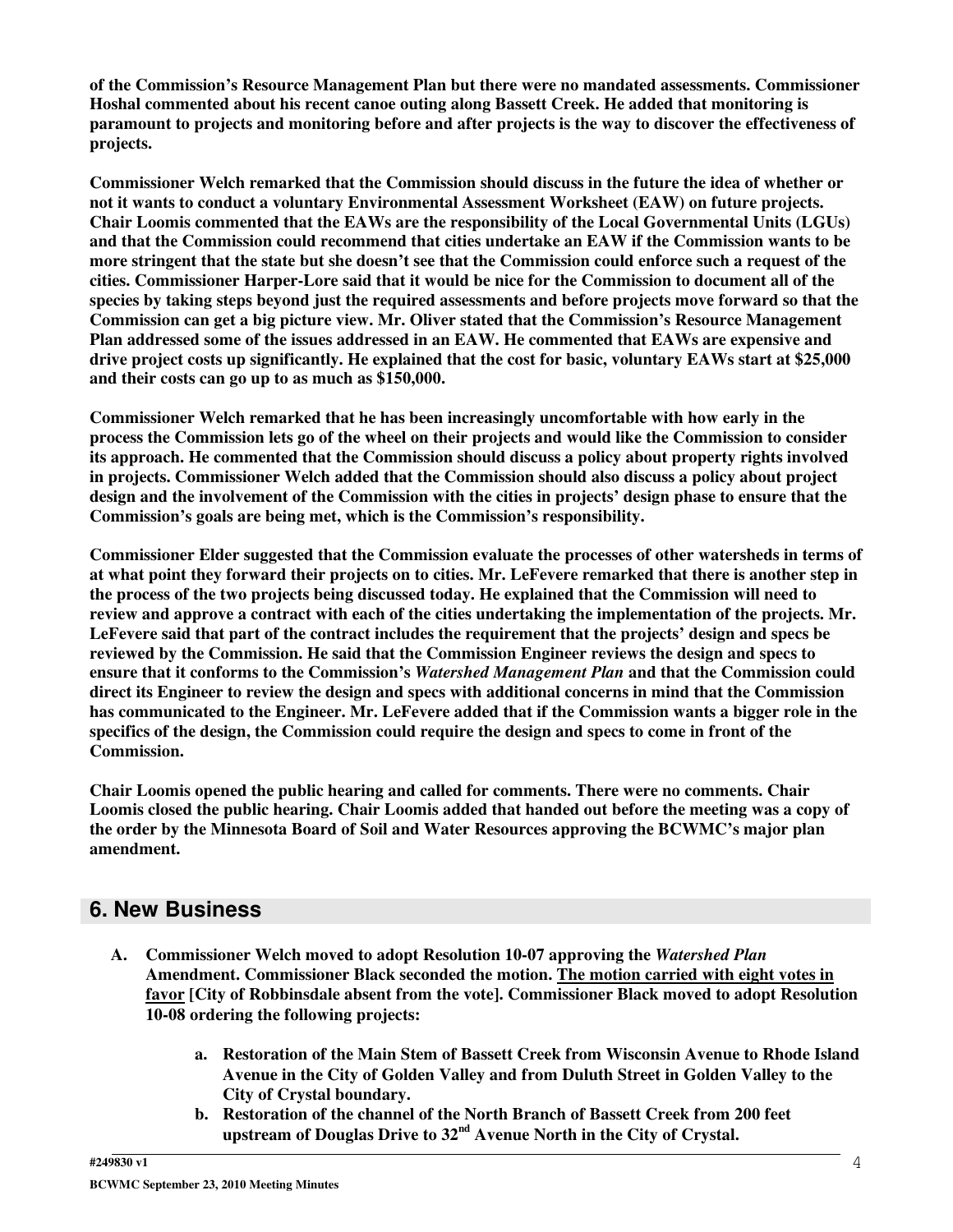**of the Commission's Resource Management Plan but there were no mandated assessments. Commissioner Hoshal commented about his recent canoe outing along Bassett Creek. He added that monitoring is paramount to projects and monitoring before and after projects is the way to discover the effectiveness of projects.**

**Commissioner Welch remarked that the Commission should discuss in the future the idea of whether or not it wants to conduct a voluntary Environmental Assessment Worksheet (EAW) on future projects. Chair Loomis commented that the EAWs are the responsibility of the Local Governmental Units (LGUs) and that the Commission could recommend that cities undertake an EAW if the Commission wants to be more stringent that the state but she doesn't see that the Commission could enforce such a request of the cities. Commissioner Harper-Lore said that it would be nice for the Commission to document all of the species by taking steps beyond just the required assessments and before projects move forward so that the Commission can get a big picture view. Mr. Oliver stated that the Commission's Resource Management Plan addressed some of the issues addressed in an EAW. He commented that EAWs are expensive and drive project costs up significantly. He explained that the cost for basic, voluntary EAWs start at $25,000 and their costs can go up to as much as $150,000.**

**Commissioner Welch remarked that he has been increasingly uncomfortable with how early in the process the Commission lets go of the wheel on their projects and would like the Commission to consider its approach. He commented that the Commission should discuss a policy about property rights involved in projects. Commissioner Welch added that the Commission should also discuss a policy about project design and the involvement of the Commission with the cities in projects' design phase to ensure that the Commission's goals are being met, which is the Commission's responsibility.**

**Commissioner Elder suggested that the Commission evaluate the processes of other watersheds in terms of at what point they forward their projects on to cities. Mr. LeFevere remarked that there is another step in the process of the two projects being discussed today. He explained that the Commission will need to review and approve a contract with each of the cities undertaking the implementation of the projects. Mr. LeFevere said that part of the contract includes the requirement that the projects' design and specs be reviewed by the Commission. He said that the Commission Engineer reviews the design and specs to ensure that it conforms to the Commission's *Watershed Management Plan* and that the Commission could direct its Engineer to review the design and specs with additional concerns in mind that the Commission has communicated to the Engineer. Mr. LeFevere added that if the Commission wants a bigger role in the specifics of the design, the Commission could require the design and specs to come in front of the Commission.**

**Chair Loomis opened the public hearing and called for comments. There were no comments. Chair Loomis closed the public hearing. Chair Loomis added that handed out before the meeting was a copy of the order by the Minnesota Board of Soil and Water Resources approving the BCWMC's major plan amendment.**

## 6. New Business

**A. Commissioner Welch moved to adopt Resolution 10-07 approving the *Watershed Plan* Amendment. Commissioner Black seconded the motion. <u>The motion carried with eight votes in favor</u> [City of Robbinsdale absent from the vote]. Commissioner Black moved to adopt Resolution 10-08 ordering the following projects:**

   - **a. Restoration of the Main Stem of Bassett Creek from Wisconsin Avenue to Rhode Island Avenue in the City of Golden Valley and from Duluth Street in Golden Valley to the City of Crystal boundary.**
   - **b. Restoration of the channel of the North Branch of Bassett Creek from 200 feet upstream of Douglas Drive to 32nd Avenue North in the City of Crystal.**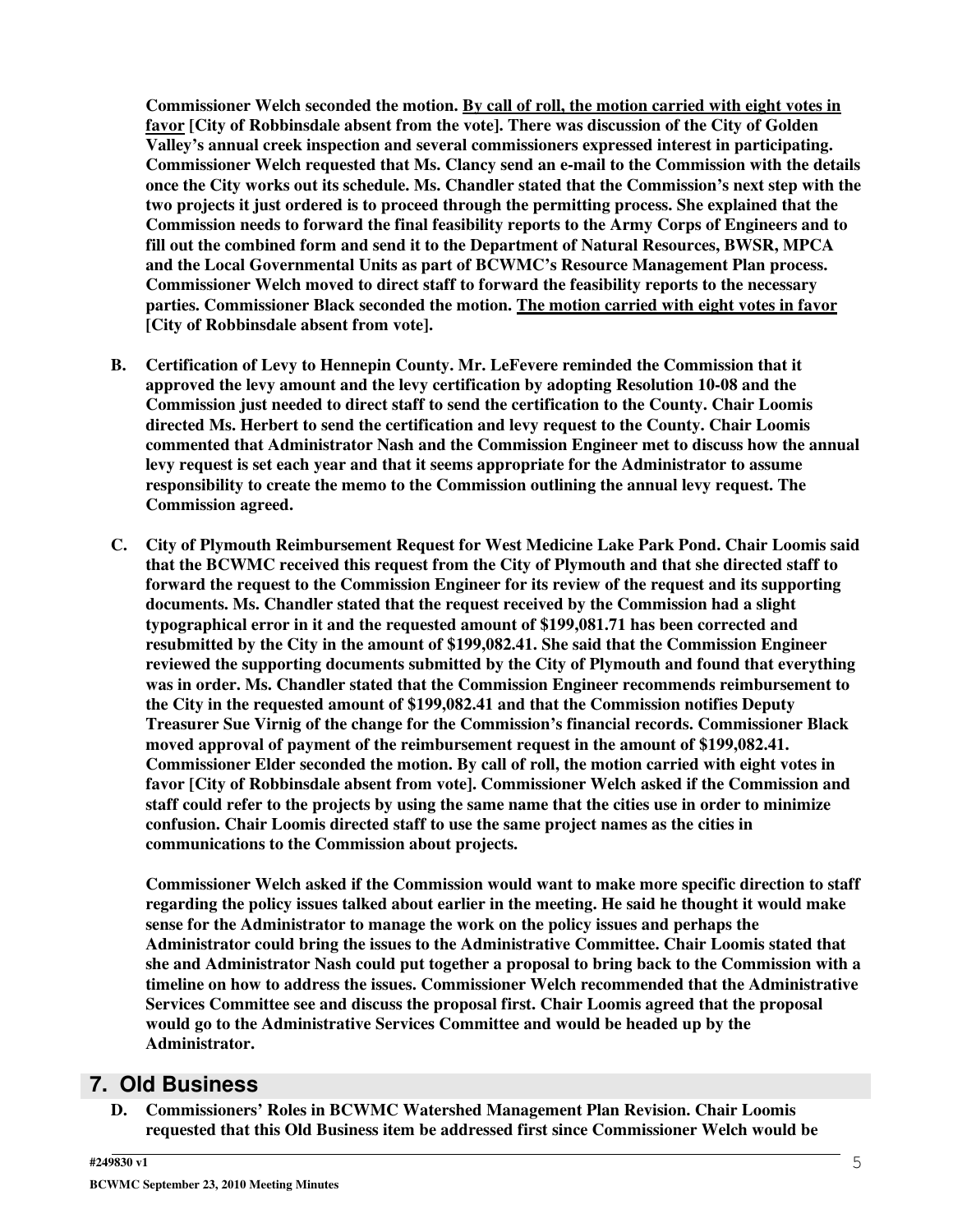**Commissioner Welch seconded the motion. By call of roll, the motion carried with eight votes in favor [City of Robbinsdale absent from the vote]. There was discussion of the City of Golden Valley's annual creek inspection and several commissioners expressed interest in participating. Commissioner Welch requested that Ms. Clancy send an e-mail to the Commission with the details once the City works out its schedule. Ms. Chandler stated that the Commission's next step with the two projects it just ordered is to proceed through the permitting process. She explained that the Commission needs to forward the final feasibility reports to the Army Corps of Engineers and to fill out the combined form and send it to the Department of Natural Resources, BWSR, MPCA and the Local Governmental Units as part of BCWMC's Resource Management Plan process. Commissioner Welch moved to direct staff to forward the feasibility reports to the necessary parties. Commissioner Black seconded the motion. The motion carried with eight votes in favor [City of Robbinsdale absent from vote].**

**B. Certification of Levy to Hennepin County. Mr. LeFevere reminded the Commission that it approved the levy amount and the levy certification by adopting Resolution 10-08 and the Commission just needed to direct staff to send the certification to the County. Chair Loomis directed Ms. Herbert to send the certification and levy request to the County. Chair Loomis commented that Administrator Nash and the Commission Engineer met to discuss how the annual levy request is set each year and that it seems appropriate for the Administrator to assume responsibility to create the memo to the Commission outlining the annual levy request. The Commission agreed.**

**C. City of Plymouth Reimbursement Request for West Medicine Lake Park Pond. Chair Loomis said that the BCWMC received this request from the City of Plymouth and that she directed staff to forward the request to the Commission Engineer for its review of the request and its supporting documents. Ms. Chandler stated that the request received by the Commission had a slight typographical error in it and the requested amount of $199,081.71 has been corrected and resubmitted by the City in the amount of $199,082.41. She said that the Commission Engineer reviewed the supporting documents submitted by the City of Plymouth and found that everything was in order. Ms. Chandler stated that the Commission Engineer recommends reimbursement to the City in the requested amount of $199,082.41 and that the Commission notifies Deputy Treasurer Sue Virnig of the change for the Commission's financial records. Commissioner Black moved approval of payment of the reimbursement request in the amount of $199,082.41. Commissioner Elder seconded the motion. By call of roll, the motion carried with eight votes in favor [City of Robbinsdale absent from vote]. Commissioner Welch asked if the Commission and staff could refer to the projects by using the same name that the cities use in order to minimize confusion. Chair Loomis directed staff to use the same project names as the cities in communications to the Commission about projects.**

**Commissioner Welch asked if the Commission would want to make more specific direction to staff regarding the policy issues talked about earlier in the meeting. He said he thought it would make sense for the Administrator to manage the work on the policy issues and perhaps the Administrator could bring the issues to the Administrative Committee. Chair Loomis stated that she and Administrator Nash could put together a proposal to bring back to the Commission with a timeline on how to address the issues. Commissioner Welch recommended that the Administrative Services Committee see and discuss the proposal first. Chair Loomis agreed that the proposal would go to the Administrative Services Committee and would be headed up by the Administrator.**

## 7. Old Business

**D. Commissioners' Roles in BCWMC Watershed Management Plan Revision. Chair Loomis requested that this Old Business item be addressed first since Commissioner Welch would be**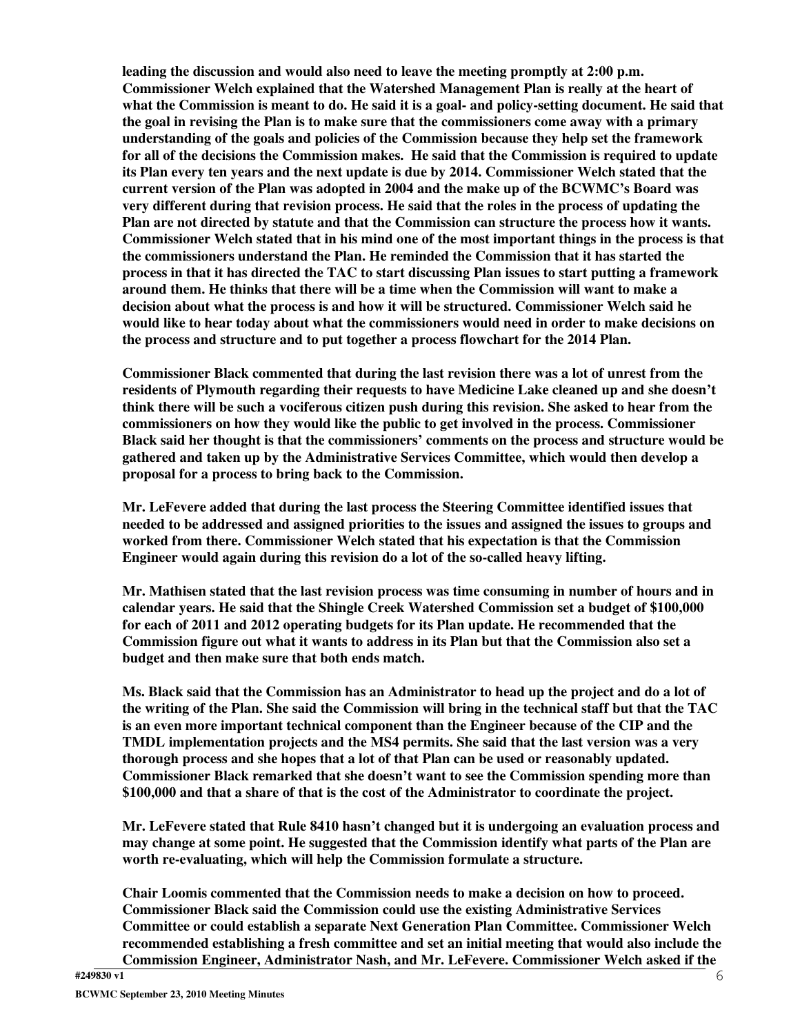**leading the discussion and would also need to leave the meeting promptly at 2:00 p.m. Commissioner Welch explained that the Watershed Management Plan is really at the heart of what the Commission is meant to do. He said it is a goal- and policy-setting document. He said that the goal in revising the Plan is to make sure that the commissioners come away with a primary understanding of the goals and policies of the Commission because they help set the framework for all of the decisions the Commission makes. He said that the Commission is required to update its Plan every ten years and the next update is due by 2014. Commissioner Welch stated that the current version of the Plan was adopted in 2004 and the make up of the BCWMC's Board was very different during that revision process. He said that the roles in the process of updating the Plan are not directed by statute and that the Commission can structure the process how it wants. Commissioner Welch stated that in his mind one of the most important things in the process is that the commissioners understand the Plan. He reminded the Commission that it has started the process in that it has directed the TAC to start discussing Plan issues to start putting a framework around them. He thinks that there will be a time when the Commission will want to make a decision about what the process is and how it will be structured. Commissioner Welch said he would like to hear today about what the commissioners would need in order to make decisions on the process and structure and to put together a process flowchart for the 2014 Plan.**

**Commissioner Black commented that during the last revision there was a lot of unrest from the residents of Plymouth regarding their requests to have Medicine Lake cleaned up and she doesn't think there will be such a vociferous citizen push during this revision. She asked to hear from the commissioners on how they would like the public to get involved in the process. Commissioner Black said her thought is that the commissioners' comments on the process and structure would be gathered and taken up by the Administrative Services Committee, which would then develop a proposal for a process to bring back to the Commission.**

**Mr. LeFevere added that during the last process the Steering Committee identified issues that needed to be addressed and assigned priorities to the issues and assigned the issues to groups and worked from there. Commissioner Welch stated that his expectation is that the Commission Engineer would again during this revision do a lot of the so-called heavy lifting.**

**Mr. Mathisen stated that the last revision process was time consuming in number of hours and in calendar years. He said that the Shingle Creek Watershed Commission set a budget of $100,000 for each of 2011 and 2012 operating budgets for its Plan update. He recommended that the Commission figure out what it wants to address in its Plan but that the Commission also set a budget and then make sure that both ends match.**

**Ms. Black said that the Commission has an Administrator to head up the project and do a lot of the writing of the Plan. She said the Commission will bring in the technical staff but that the TAC is an even more important technical component than the Engineer because of the CIP and the TMDL implementation projects and the MS4 permits. She said that the last version was a very thorough process and she hopes that a lot of that Plan can be used or reasonably updated. Commissioner Black remarked that she doesn't want to see the Commission spending more than $100,000 and that a share of that is the cost of the Administrator to coordinate the project.**

**Mr. LeFevere stated that Rule 8410 hasn't changed but it is undergoing an evaluation process and may change at some point. He suggested that the Commission identify what parts of the Plan are worth re-evaluating, which will help the Commission formulate a structure.**

**Chair Loomis commented that the Commission needs to make a decision on how to proceed. Commissioner Black said the Commission could use the existing Administrative Services Committee or could establish a separate Next Generation Plan Committee. Commissioner Welch recommended establishing a fresh committee and set an initial meeting that would also include the Commission Engineer, Administrator Nash, and Mr. LeFevere. Commissioner Welch asked if the**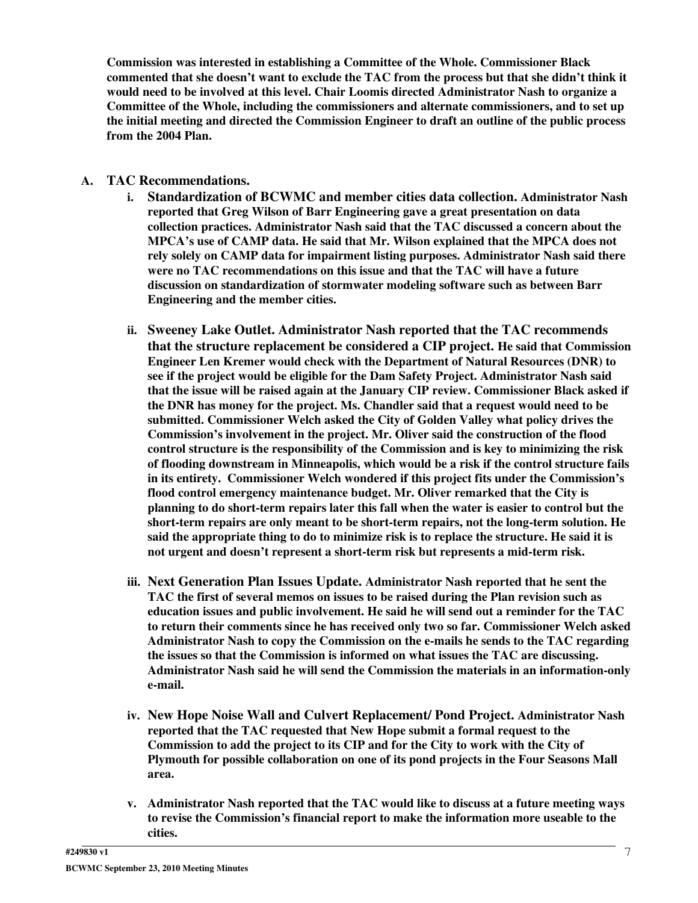**Commission was interested in establishing a Committee of the Whole. Commissioner Black commented that she doesn't want to exclude the TAC from the process but that she didn't think it would need to be involved at this level. Chair Loomis directed Administrator Nash to organize a Committee of the Whole, including the commissioners and alternate commissioners, and to set up the initial meeting and directed the Commission Engineer to draft an outline of the public process from the 2004 Plan.**

**A. TAC Recommendations.**

**i. Standardization of BCWMC and member cities data collection. Administrator Nash reported that Greg Wilson of Barr Engineering gave a great presentation on data collection practices. Administrator Nash said that the TAC discussed a concern about the MPCA's use of CAMP data. He said that Mr. Wilson explained that the MPCA does not rely solely on CAMP data for impairment listing purposes. Administrator Nash said there were no TAC recommendations on this issue and that the TAC will have a future discussion on standardization of stormwater modeling software such as between Barr Engineering and the member cities.**

**ii. Sweeney Lake Outlet. Administrator Nash reported that the TAC recommends that the structure replacement be considered a CIP project. He said that Commission Engineer Len Kremer would check with the Department of Natural Resources (DNR) to see if the project would be eligible for the Dam Safety Project. Administrator Nash said that the issue will be raised again at the January CIP review. Commissioner Black asked if the DNR has money for the project. Ms. Chandler said that a request would need to be submitted. Commissioner Welch asked the City of Golden Valley what policy drives the Commission's involvement in the project. Mr. Oliver said the construction of the flood control structure is the responsibility of the Commission and is key to minimizing the risk of flooding downstream in Minneapolis, which would be a risk if the control structure fails in its entirety. Commissioner Welch wondered if this project fits under the Commission's flood control emergency maintenance budget. Mr. Oliver remarked that the City is planning to do short-term repairs later this fall when the water is easier to control but the short-term repairs are only meant to be short-term repairs, not the long-term solution. He said the appropriate thing to do to minimize risk is to replace the structure. He said it is not urgent and doesn't represent a short-term risk but represents a mid-term risk.**

**iii. Next Generation Plan Issues Update. Administrator Nash reported that he sent the TAC the first of several memos on issues to be raised during the Plan revision such as education issues and public involvement. He said he will send out a reminder for the TAC to return their comments since he has received only two so far. Commissioner Welch asked Administrator Nash to copy the Commission on the e-mails he sends to the TAC regarding the issues so that the Commission is informed on what issues the TAC are discussing. Administrator Nash said he will send the Commission the materials in an information-only e-mail.**

**iv. New Hope Noise Wall and Culvert Replacement/ Pond Project. Administrator Nash reported that the TAC requested that New Hope submit a formal request to the Commission to add the project to its CIP and for the City to work with the City of Plymouth for possible collaboration on one of its pond projects in the Four Seasons Mall area.**

**v. Administrator Nash reported that the TAC would like to discuss at a future meeting ways to revise the Commission's financial report to make the information more useable to the cities.**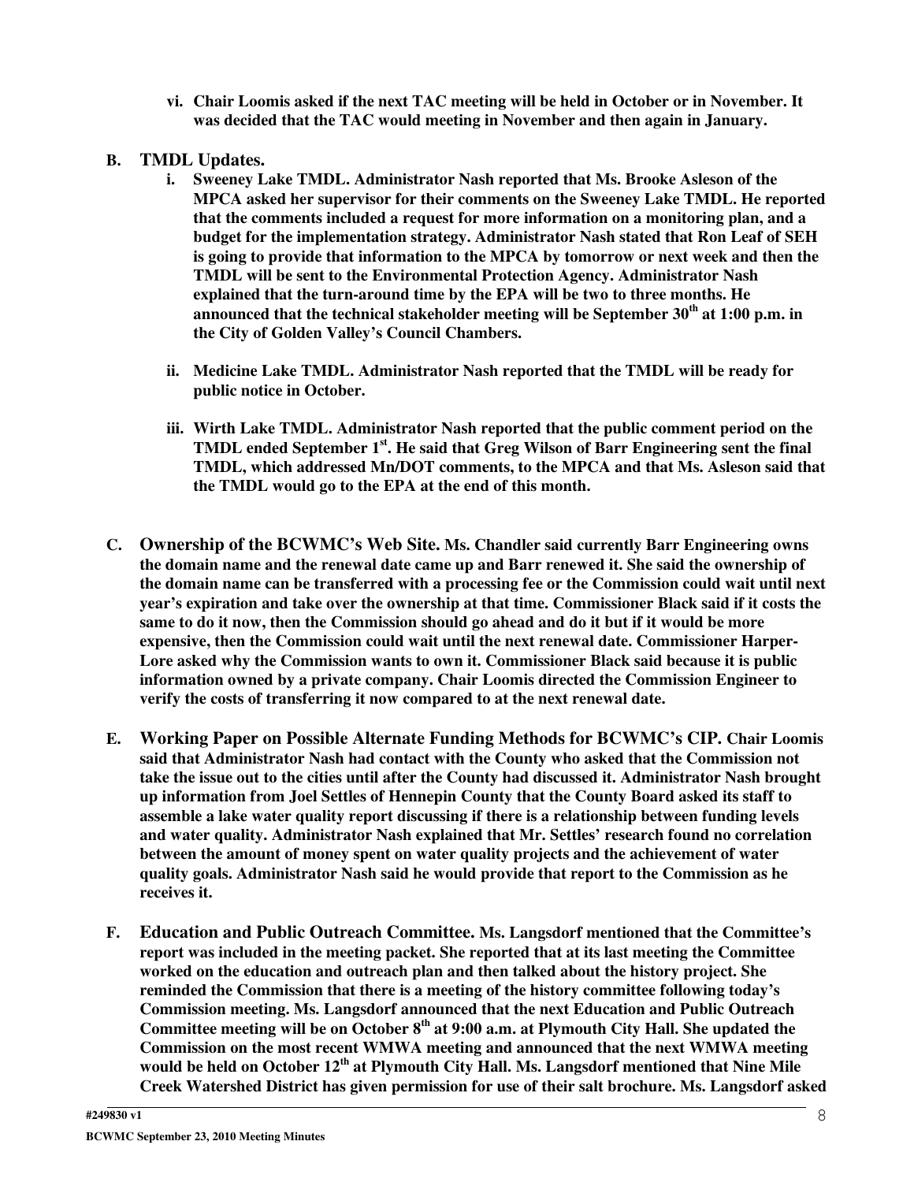**vi. Chair Loomis asked if the next TAC meeting will be held in October or in November. It was decided that the TAC would meeting in November and then again in January.**

**B. TMDL Updates.**

**i. Sweeney Lake TMDL. Administrator Nash reported that Ms. Brooke Asleson of the MPCA asked her supervisor for their comments on the Sweeney Lake TMDL. He reported that the comments included a request for more information on a monitoring plan, and a budget for the implementation strategy. Administrator Nash stated that Ron Leaf of SEH is going to provide that information to the MPCA by tomorrow or next week and then the TMDL will be sent to the Environmental Protection Agency. Administrator Nash explained that the turn-around time by the EPA will be two to three months. He announced that the technical stakeholder meeting will be September 30th at 1:00 p.m. in the City of Golden Valley's Council Chambers.**

**ii. Medicine Lake TMDL. Administrator Nash reported that the TMDL will be ready for public notice in October.**

**iii. Wirth Lake TMDL. Administrator Nash reported that the public comment period on the TMDL ended September 1st. He said that Greg Wilson of Barr Engineering sent the final TMDL, which addressed Mn/DOT comments, to the MPCA and that Ms. Asleson said that the TMDL would go to the EPA at the end of this month.**

**C. Ownership of the BCWMC's Web Site. Ms. Chandler said currently Barr Engineering owns the domain name and the renewal date came up and Barr renewed it. She said the ownership of the domain name can be transferred with a processing fee or the Commission could wait until next year's expiration and take over the ownership at that time. Commissioner Black said if it costs the same to do it now, then the Commission should go ahead and do it but if it would be more expensive, then the Commission could wait until the next renewal date. Commissioner Harper-Lore asked why the Commission wants to own it. Commissioner Black said because it is public information owned by a private company. Chair Loomis directed the Commission Engineer to verify the costs of transferring it now compared to at the next renewal date.**

**E. Working Paper on Possible Alternate Funding Methods for BCWMC's CIP. Chair Loomis said that Administrator Nash had contact with the County who asked that the Commission not take the issue out to the cities until after the County had discussed it. Administrator Nash brought up information from Joel Settles of Hennepin County that the County Board asked its staff to assemble a lake water quality report discussing if there is a relationship between funding levels and water quality. Administrator Nash explained that Mr. Settles' research found no correlation between the amount of money spent on water quality projects and the achievement of water quality goals. Administrator Nash said he would provide that report to the Commission as he receives it.**

**F. Education and Public Outreach Committee. Ms. Langsdorf mentioned that the Committee's report was included in the meeting packet. She reported that at its last meeting the Committee worked on the education and outreach plan and then talked about the history project. She reminded the Commission that there is a meeting of the history committee following today's Commission meeting. Ms. Langsdorf announced that the next Education and Public Outreach Committee meeting will be on October 8th at 9:00 a.m. at Plymouth City Hall. She updated the Commission on the most recent WMWA meeting and announced that the next WMWA meeting would be held on October 12th at Plymouth City Hall. Ms. Langsdorf mentioned that Nine Mile Creek Watershed District has given permission for use of their salt brochure. Ms. Langsdorf asked**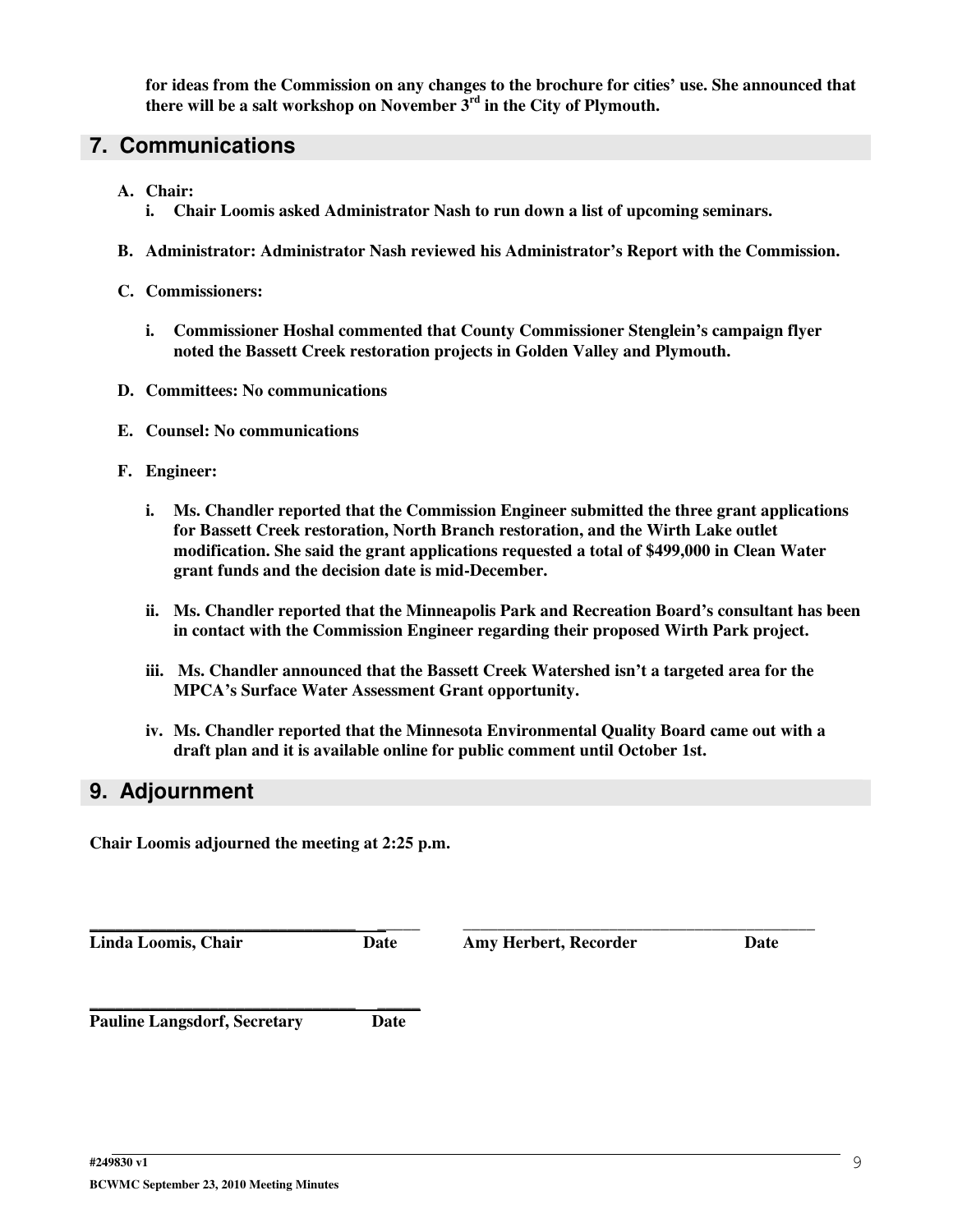**for ideas from the Commission on any changes to the brochure for cities' use. She announced that there will be a salt workshop on November 3rd in the City of Plymouth.**

## 7. Communications

**A. Chair:**

**i. Chair Loomis asked Administrator Nash to run down a list of upcoming seminars.**

**B. Administrator: Administrator Nash reviewed his Administrator's Report with the Commission.**

**C. Commissioners:**

**i. Commissioner Hoshal commented that County Commissioner Stenglein's campaign flyer noted the Bassett Creek restoration projects in Golden Valley and Plymouth.**

**D. Committees: No communications**

**E. Counsel: No communications**

**F. Engineer:**

**i. Ms. Chandler reported that the Commission Engineer submitted the three grant applications for Bassett Creek restoration, North Branch restoration, and the Wirth Lake outlet modification. She said the grant applications requested a total of $499,000 in Clean Water grant funds and the decision date is mid-December.**

**ii. Ms. Chandler reported that the Minneapolis Park and Recreation Board's consultant has been in contact with the Commission Engineer regarding their proposed Wirth Park project.**

**iii. Ms. Chandler announced that the Bassett Creek Watershed isn't a targeted area for the MPCA's Surface Water Assessment Grant opportunity.**

**iv. Ms. Chandler reported that the Minnesota Environmental Quality Board came out with a draft plan and it is available online for public comment until October 1st.**

## 9. Adjournment

**Chair Loomis adjourned the meeting at 2:25 p.m.**

________________________________ ______ ____________________________________________

**Linda Loomis, Chair Date** **Amy Herbert, Recorder Date**

________________________________ ______

**Pauline Langsdorf, Secretary Date**

**#249830 v1**

**BCWMC September 23, 2010 Meeting Minutes**